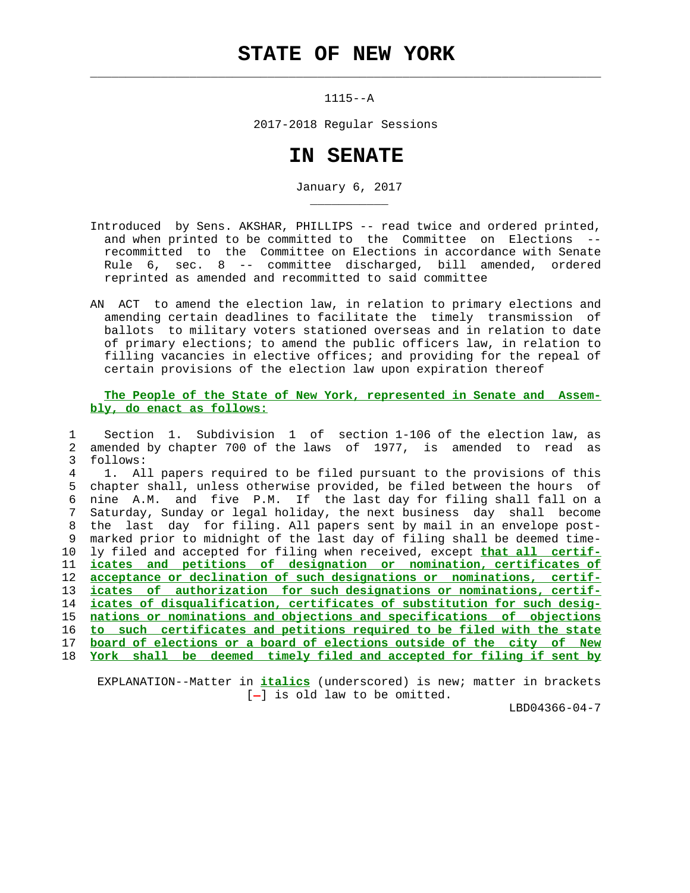# STATE OF NEW YORK

1115--A

2017-2018 Regular Sessions

# IN SENATE

January 6, 2017

Introduced by Sens. AKSHAR, PHILLIPS -- read twice and ordered printed, and when printed to be committed to the Committee on Elections -- recommitted to the Committee on Elections in accordance with Senate Rule 6, sec. 8 -- committee discharged, bill amended, ordered reprinted as amended and recommitted to said committee

AN ACT to amend the election law, in relation to primary elections and amending certain deadlines to facilitate the timely transmission of ballots to military voters stationed overseas and in relation to date of primary elections; to amend the public officers law, in relation to filling vacancies in elective offices; and providing for the repeal of certain provisions of the election law upon expiration thereof

**The People of the State of New York, represented in Senate and Assembly, do enact as follows:**

1 Section 1. Subdivision 1 of section 1-106 of the election law, as
2 amended by chapter 700 of the laws of 1977, is amended to read as
3 follows:
4 1. All papers required to be filed pursuant to the provisions of this
5 chapter shall, unless otherwise provided, be filed between the hours of
6 nine A.M. and five P.M. If the last day for filing shall fall on a
7 Saturday, Sunday or legal holiday, the next business day shall become
8 the last day for filing. All papers sent by mail in an envelope post-
9 marked prior to midnight of the last day of filing shall be deemed time-
10 ly filed and accepted for filing when received, except ***that all certif-***
11 ***icates and petitions of designation or nomination, certificates of***
12 ***acceptance or declination of such designations or nominations, certif-***
13 ***icates of authorization for such designations or nominations, certif-***
14 ***icates of disqualification, certificates of substitution for such desig-***
15 ***nations or nominations and objections and specifications of objections***
16 ***to such certificates and petitions required to be filed with the state***
17 ***board of elections or a board of elections outside of the city of New***
18 ***York shall be deemed timely filed and accepted for filing if sent by***

EXPLANATION--Matter in ***italics*** (underscored) is new; matter in brackets [-] is old law to be omitted.

LBD04366-04-7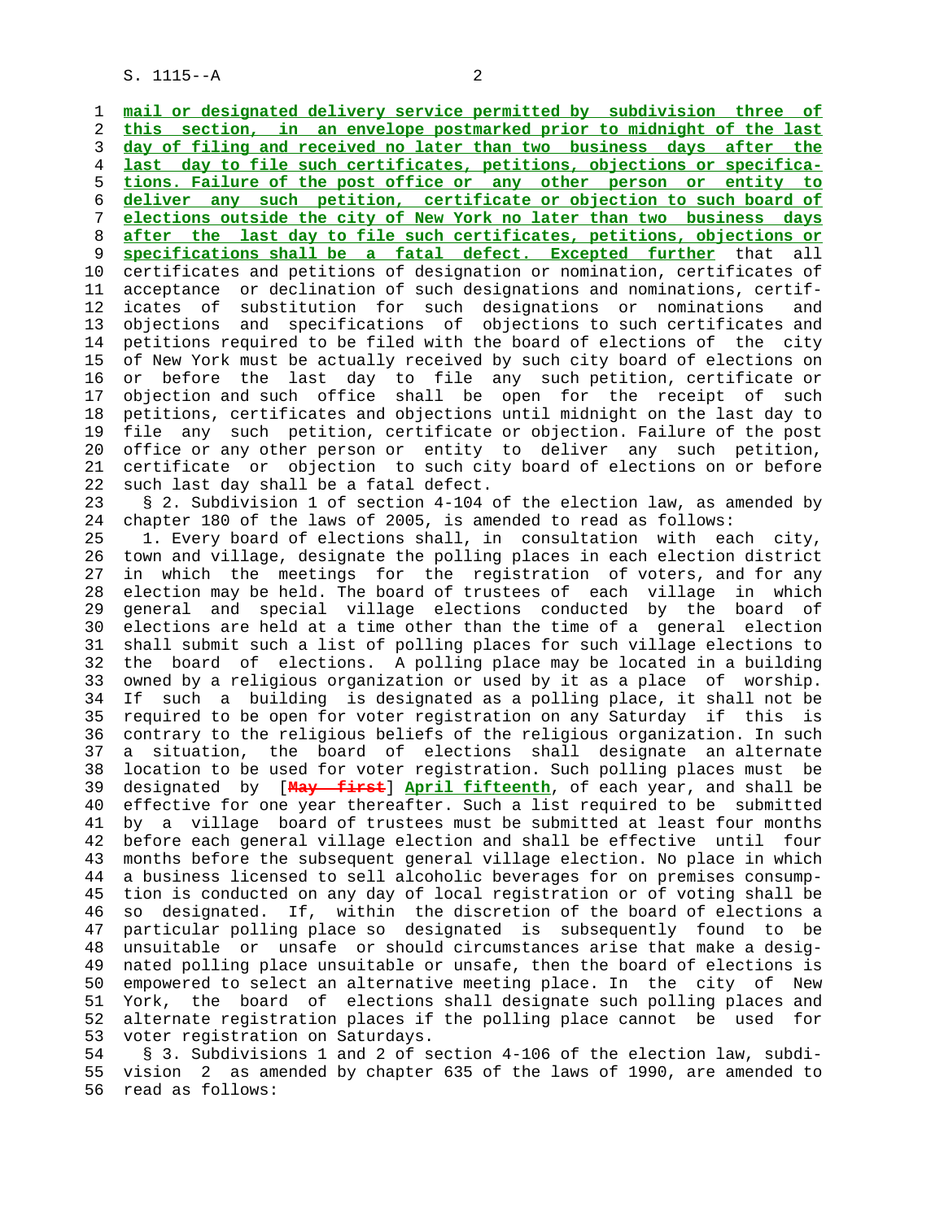**mail or designated delivery service permitted by subdivision three of this section, in an envelope postmarked prior to midnight of the last day of filing and received no later than two business days after the last day to file such certificates, petitions, objections or specifications. Failure of the post office or any other person or entity to deliver any such petition, certificate or objection to such board of elections outside the city of New York no later than two business days after the last day to file such certificates, petitions, objections or specifications shall be a fatal defect. Excepted further** that all certificates and petitions of designation or nomination, certificates of acceptance or declination of such designations and nominations, certificates of substitution for such designations or nominations and objections and specifications of objections to such certificates and petitions required to be filed with the board of elections of the city of New York must be actually received by such city board of elections on or before the last day to file any such petition, certificate or objection and such office shall be open for the receipt of such petitions, certificates and objections until midnight on the last day to file any such petition, certificate or objection. Failure of the post office or any other person or entity to deliver any such petition, certificate or objection to such city board of elections on or before such last day shall be a fatal defect.

§ 2. Subdivision 1 of section 4-104 of the election law, as amended by chapter 180 of the laws of 2005, is amended to read as follows:

1. Every board of elections shall, in consultation with each city, town and village, designate the polling places in each election district in which the meetings for the registration of voters, and for any election may be held. The board of trustees of each village in which general and special village elections conducted by the board of elections are held at a time other than the time of a general election shall submit such a list of polling places for such village elections to the board of elections. A polling place may be located in a building owned by a religious organization or used by it as a place of worship. If such a building is designated as a polling place, it shall not be required to be open for voter registration on any Saturday if this is contrary to the religious beliefs of the religious organization. In such a situation, the board of elections shall designate an alternate location to be used for voter registration. Such polling places must be designated by [~~May first~~] **April fifteenth**, of each year, and shall be effective for one year thereafter. Such a list required to be submitted by a village board of trustees must be submitted at least four months before each general village election and shall be effective until four months before the subsequent general village election. No place in which a business licensed to sell alcoholic beverages for on premises consumption is conducted on any day of local registration or of voting shall be so designated. If, within the discretion of the board of elections a particular polling place so designated is subsequently found to be unsuitable or unsafe or should circumstances arise that make a designated polling place unsuitable or unsafe, then the board of elections is empowered to select an alternative meeting place. In the city of New York, the board of elections shall designate such polling places and alternate registration places if the polling place cannot be used for voter registration on Saturdays.

§ 3. Subdivisions 1 and 2 of section 4-106 of the election law, subdivision 2 as amended by chapter 635 of the laws of 1990, are amended to read as follows: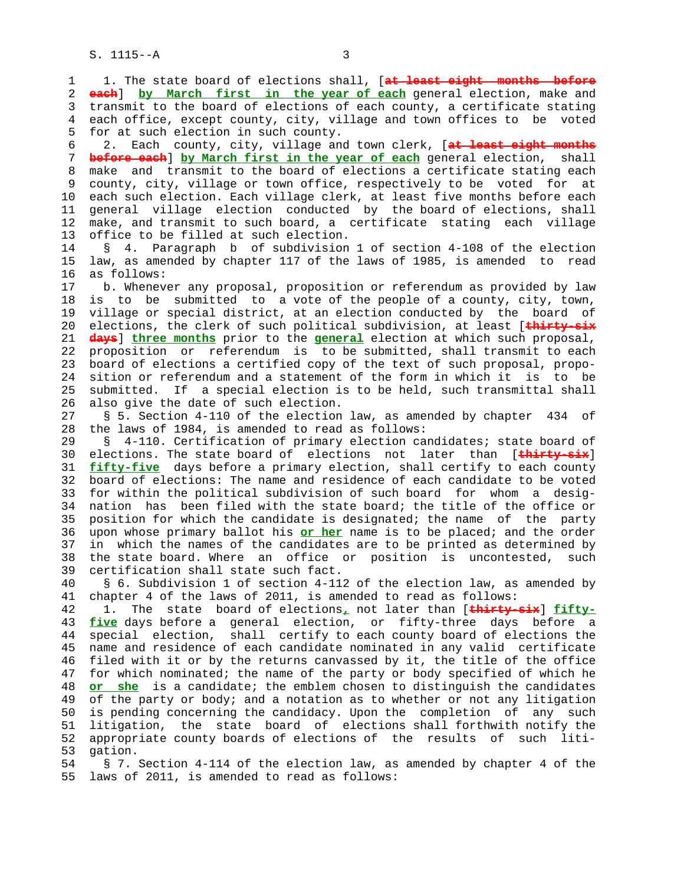1. The state board of elections shall, [~~at least eight months before each~~] **by March first in the year of each** general election, make and transmit to the board of elections of each county, a certificate stating each office, except county, city, village and town offices to be voted for at such election in such county.

2. Each county, city, village and town clerk, [~~at least eight months before each~~] **by March first in the year of each** general election, shall make and transmit to the board of elections a certificate stating each county, city, village or town office, respectively to be voted for at each such election. Each village clerk, at least five months before each general village election conducted by the board of elections, shall make, and transmit to such board, a certificate stating each village office to be filled at such election.

§ 4. Paragraph b of subdivision 1 of section 4-108 of the election law, as amended by chapter 117 of the laws of 1985, is amended to read as follows:

b. Whenever any proposal, proposition or referendum as provided by law is to be submitted to a vote of the people of a county, city, town, village or special district, at an election conducted by the board of elections, the clerk of such political subdivision, at least [~~thirty-six days~~] **three months** prior to the **general** election at which such proposal, proposition or referendum is to be submitted, shall transmit to each board of elections a certified copy of the text of such proposal, proposition or referendum and a statement of the form in which it is to be submitted. If a special election is to be held, such transmittal shall also give the date of such election.

§ 5. Section 4-110 of the election law, as amended by chapter 434 of the laws of 1984, is amended to read as follows:

§ 4-110. Certification of primary election candidates; state board of elections. The state board of elections not later than [~~thirty-six~~] **fifty-five** days before a primary election, shall certify to each county board of elections: The name and residence of each candidate to be voted for within the political subdivision of such board for whom a designation has been filed with the state board; the title of the office or position for which the candidate is designated; the name of the party upon whose primary ballot his **or her** name is to be placed; and the order in which the names of the candidates are to be printed as determined by the state board. Where an office or position is uncontested, such certification shall state such fact.

§ 6. Subdivision 1 of section 4-112 of the election law, as amended by chapter 4 of the laws of 2011, is amended to read as follows:

1. The state board of elections**,** not later than [~~thirty-six~~] **fifty-five** days before a general election, or fifty-three days before a special election, shall certify to each county board of elections the name and residence of each candidate nominated in any valid certificate filed with it or by the returns canvassed by it, the title of the office for which nominated; the name of the party or body specified of which he **or she** is a candidate; the emblem chosen to distinguish the candidates of the party or body; and a notation as to whether or not any litigation is pending concerning the candidacy. Upon the completion of any such litigation, the state board of elections shall forthwith notify the appropriate county boards of elections of the results of such litigation.

§ 7. Section 4-114 of the election law, as amended by chapter 4 of the laws of 2011, is amended to read as follows: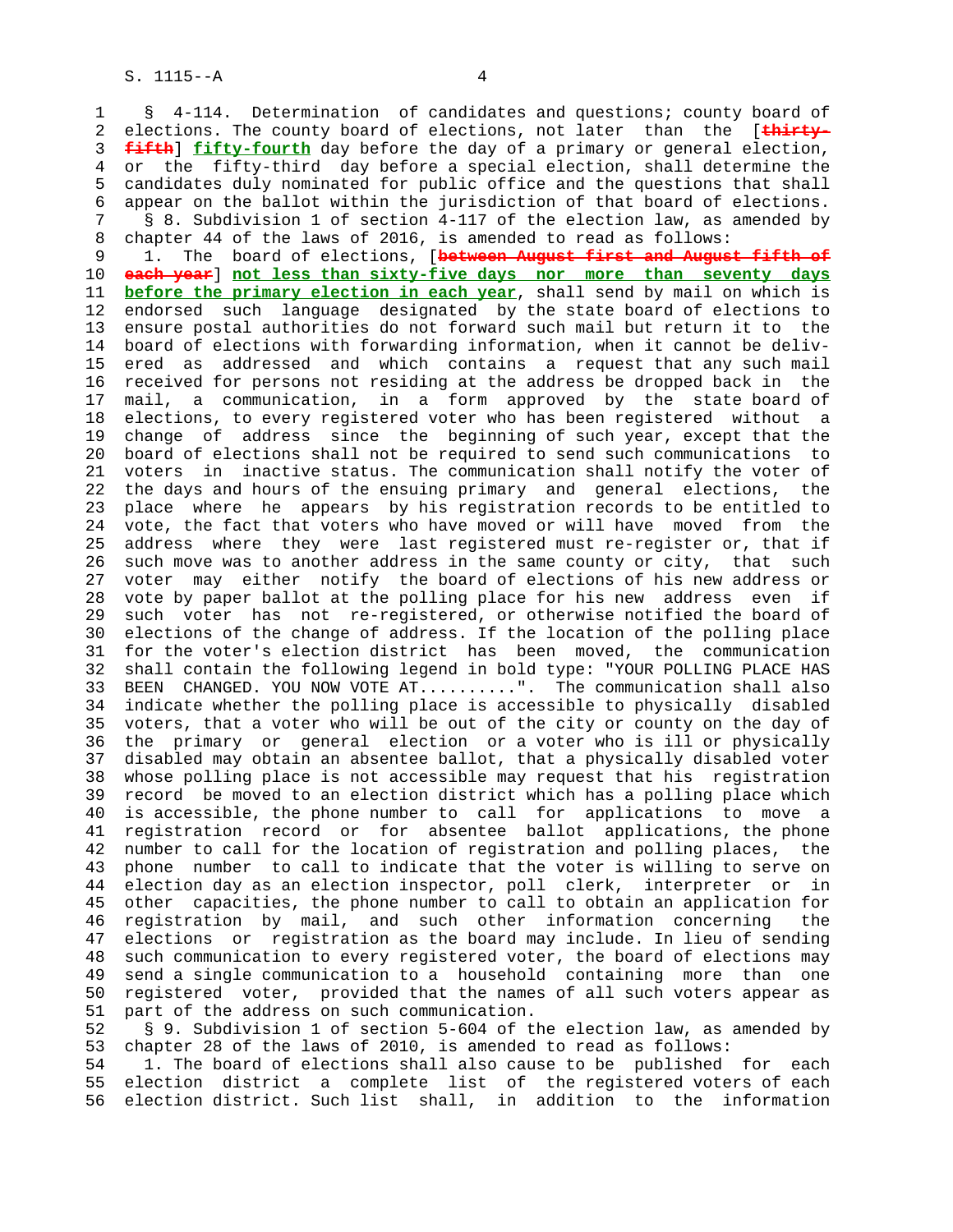§ 4-114. Determination of candidates and questions; county board of elections. The county board of elections, not later than the [~~thirty-fifth~~] **fifty-fourth** day before the day of a primary or general election, or the fifty-third day before a special election, shall determine the candidates duly nominated for public office and the questions that shall appear on the ballot within the jurisdiction of that board of elections.

§ 8. Subdivision 1 of section 4-117 of the election law, as amended by chapter 44 of the laws of 2016, is amended to read as follows:

1. The board of elections, [~~between August first and August fifth of each year~~] **not less than sixty-five days nor more than seventy days before the primary election in each year**, shall send by mail on which is endorsed such language designated by the state board of elections to ensure postal authorities do not forward such mail but return it to the board of elections with forwarding information, when it cannot be delivered as addressed and which contains a request that any such mail received for persons not residing at the address be dropped back in the mail, a communication, in a form approved by the state board of elections, to every registered voter who has been registered without a change of address since the beginning of such year, except that the board of elections shall not be required to send such communications to voters in inactive status. The communication shall notify the voter of the days and hours of the ensuing primary and general elections, the place where he appears by his registration records to be entitled to vote, the fact that voters who have moved or will have moved from the address where they were last registered must re-register or, that if such move was to another address in the same county or city, that such voter may either notify the board of elections of his new address or vote by paper ballot at the polling place for his new address even if such voter has not re-registered, or otherwise notified the board of elections of the change of address. If the location of the polling place for the voter's election district has been moved, the communication shall contain the following legend in bold type: "YOUR POLLING PLACE HAS BEEN CHANGED. YOU NOW VOTE AT..........". The communication shall also indicate whether the polling place is accessible to physically disabled voters, that a voter who will be out of the city or county on the day of the primary or general election or a voter who is ill or physically disabled may obtain an absentee ballot, that a physically disabled voter whose polling place is not accessible may request that his registration record be moved to an election district which has a polling place which is accessible, the phone number to call for applications to move a registration record or for absentee ballot applications, the phone number to call for the location of registration and polling places, the phone number to call to indicate that the voter is willing to serve on election day as an election inspector, poll clerk, interpreter or in other capacities, the phone number to call to obtain an application for registration by mail, and such other information concerning the elections or registration as the board may include. In lieu of sending such communication to every registered voter, the board of elections may send a single communication to a household containing more than one registered voter, provided that the names of all such voters appear as part of the address on such communication.

§ 9. Subdivision 1 of section 5-604 of the election law, as amended by chapter 28 of the laws of 2010, is amended to read as follows:

1. The board of elections shall also cause to be published for each election district a complete list of the registered voters of each election district. Such list shall, in addition to the information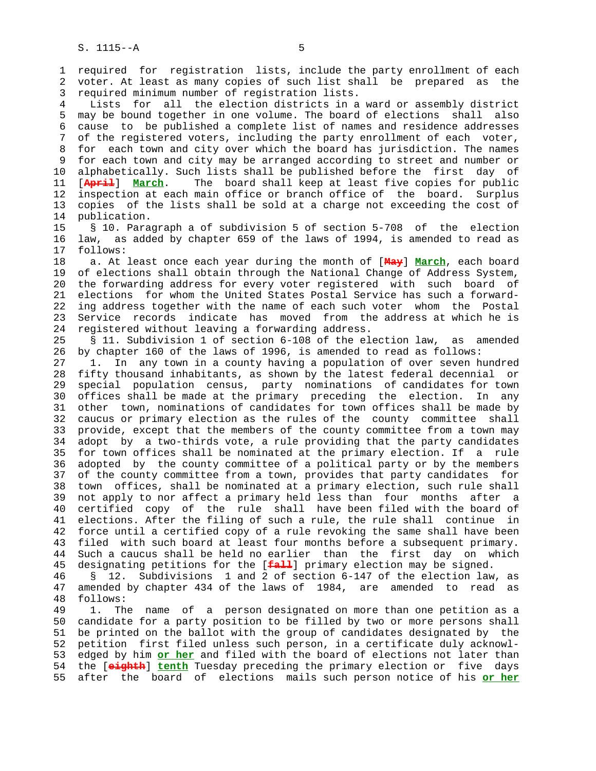required for registration lists, include the party enrollment of each voter. At least as many copies of such list shall be prepared as the required minimum number of registration lists.

Lists for all the election districts in a ward or assembly district may be bound together in one volume. The board of elections shall also cause to be published a complete list of names and residence addresses of the registered voters, including the party enrollment of each voter, for each town and city over which the board has jurisdiction. The names for each town and city may be arranged according to street and number or alphabetically. Such lists shall be published before the first day of [~~April~~] **March**. The board shall keep at least five copies for public inspection at each main office or branch office of the board. Surplus copies of the lists shall be sold at a charge not exceeding the cost of publication.

§ 10. Paragraph a of subdivision 5 of section 5-708 of the election law, as added by chapter 659 of the laws of 1994, is amended to read as follows:

a. At least once each year during the month of [~~May~~] **March**, each board of elections shall obtain through the National Change of Address System, the forwarding address for every voter registered with such board of elections for whom the United States Postal Service has such a forwarding address together with the name of each such voter whom the Postal Service records indicate has moved from the address at which he is registered without leaving a forwarding address.

§ 11. Subdivision 1 of section 6-108 of the election law, as amended by chapter 160 of the laws of 1996, is amended to read as follows:

1. In any town in a county having a population of over seven hundred fifty thousand inhabitants, as shown by the latest federal decennial or special population census, party nominations of candidates for town offices shall be made at the primary preceding the election. In any other town, nominations of candidates for town offices shall be made by caucus or primary election as the rules of the county committee shall provide, except that the members of the county committee from a town may adopt by a two-thirds vote, a rule providing that the party candidates for town offices shall be nominated at the primary election. If a rule adopted by the county committee of a political party or by the members of the county committee from a town, provides that party candidates for town offices, shall be nominated at a primary election, such rule shall not apply to nor affect a primary held less than four months after a certified copy of the rule shall have been filed with the board of elections. After the filing of such a rule, the rule shall continue in force until a certified copy of a rule revoking the same shall have been filed with such board at least four months before a subsequent primary. Such a caucus shall be held no earlier than the first day on which designating petitions for the [~~fall~~] primary election may be signed.

§ 12. Subdivisions 1 and 2 of section 6-147 of the election law, as amended by chapter 434 of the laws of 1984, are amended to read as follows:

1. The name of a person designated on more than one petition as a candidate for a party position to be filled by two or more persons shall be printed on the ballot with the group of candidates designated by the petition first filed unless such person, in a certificate duly acknowledged by him **or her** and filed with the board of elections not later than the [~~eighth~~] **tenth** Tuesday preceding the primary election or five days after the board of elections mails such person notice of his **or her**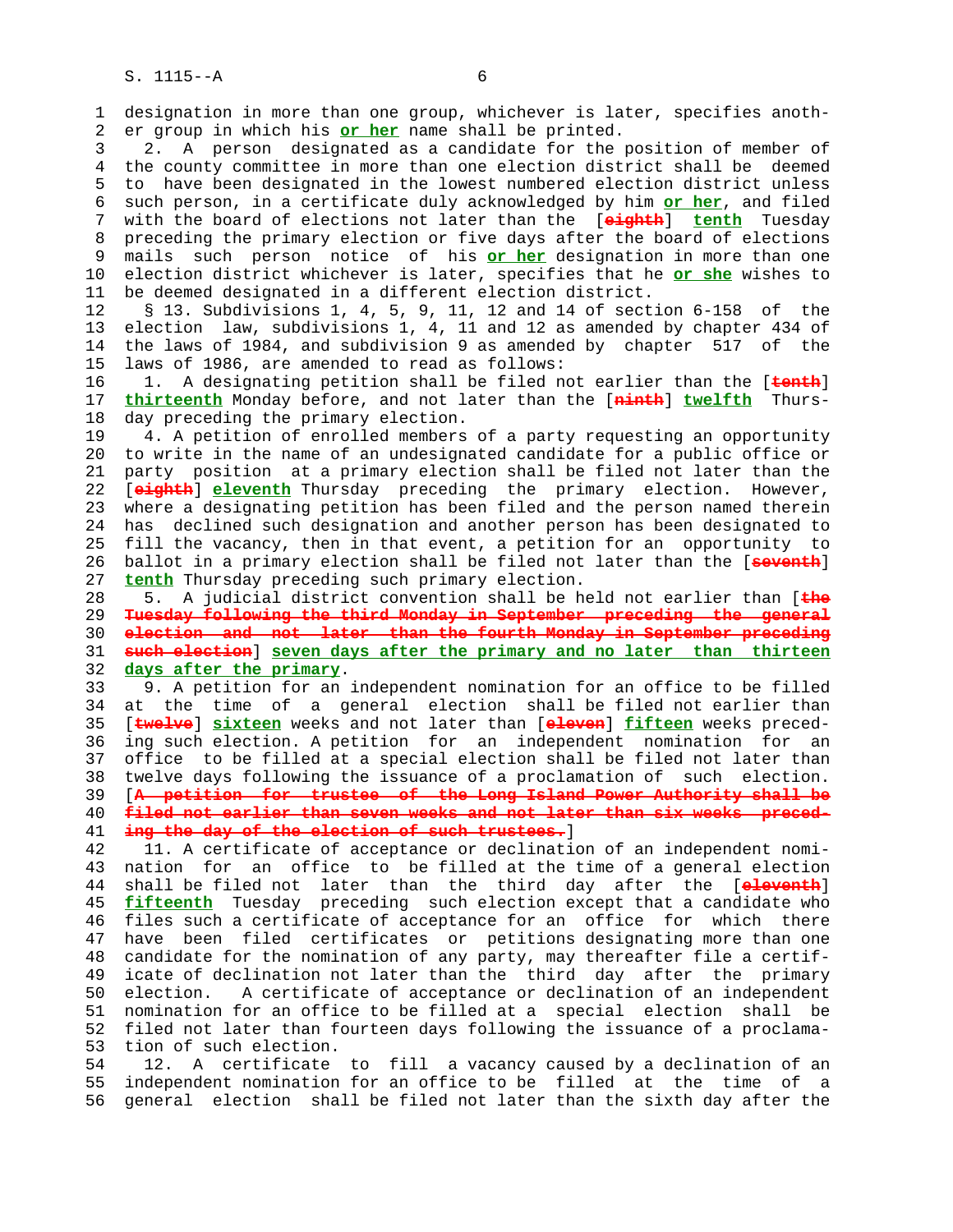designation in more than one group, whichever is later, specifies another group in which his **or her** name shall be printed.

2. A person designated as a candidate for the position of member of the county committee in more than one election district shall be deemed to have been designated in the lowest numbered election district unless such person, in a certificate duly acknowledged by him **or her**, and filed with the board of elections not later than the [~~eighth~~] **tenth** Tuesday preceding the primary election or five days after the board of elections mails such person notice of his **or her** designation in more than one election district whichever is later, specifies that he **or she** wishes to be deemed designated in a different election district.

§ 13. Subdivisions 1, 4, 5, 9, 11, 12 and 14 of section 6-158 of the election law, subdivisions 1, 4, 11 and 12 as amended by chapter 434 of the laws of 1984, and subdivision 9 as amended by chapter 517 of the laws of 1986, are amended to read as follows:

1. A designating petition shall be filed not earlier than the [~~tenth~~] **thirteenth** Monday before, and not later than the [~~ninth~~] **twelfth** Thursday preceding the primary election.

4. A petition of enrolled members of a party requesting an opportunity to write in the name of an undesignated candidate for a public office or party position at a primary election shall be filed not later than the [~~eighth~~] **eleventh** Thursday preceding the primary election. However, where a designating petition has been filed and the person named therein has declined such designation and another person has been designated to fill the vacancy, then in that event, a petition for an opportunity to ballot in a primary election shall be filed not later than the [~~seventh~~] **tenth** Thursday preceding such primary election.

5. A judicial district convention shall be held not earlier than [~~the Tuesday following the third Monday in September preceding the general election and not later than the fourth Monday in September preceding such election~~] **seven days after the primary and no later than thirteen days after the primary**.

9. A petition for an independent nomination for an office to be filled at the time of a general election shall be filed not earlier than [~~twelve~~] **sixteen** weeks and not later than [~~eleven~~] **fifteen** weeks preceding such election. A petition for an independent nomination for an office to be filled at a special election shall be filed not later than twelve days following the issuance of a proclamation of such election. [~~A petition for trustee of the Long Island Power Authority shall be filed not earlier than seven weeks and not later than six weeks preceding the day of the election of such trustees.~~]

11. A certificate of acceptance or declination of an independent nomination for an office to be filled at the time of a general election shall be filed not later than the third day after the [~~eleventh~~] **fifteenth** Tuesday preceding such election except that a candidate who files such a certificate of acceptance for an office for which there have been filed certificates or petitions designating more than one candidate for the nomination of any party, may thereafter file a certificate of declination not later than the third day after the primary election. A certificate of acceptance or declination of an independent nomination for an office to be filled at a special election shall be filed not later than fourteen days following the issuance of a proclamation of such election.

12. A certificate to fill a vacancy caused by a declination of an independent nomination for an office to be filled at the time of a general election shall be filed not later than the sixth day after the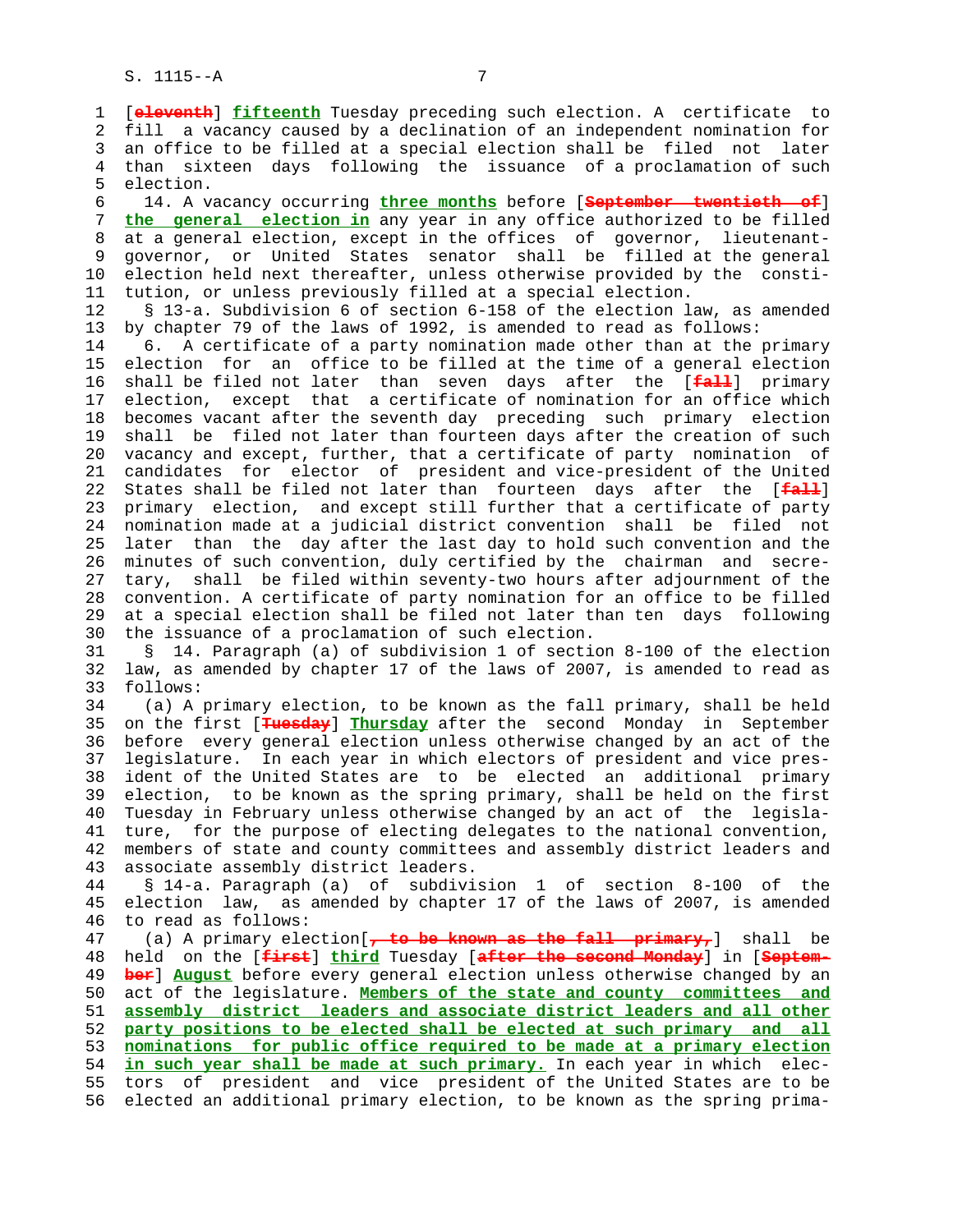[~~eleventh~~] **fifteenth** Tuesday preceding such election. A certificate to fill a vacancy caused by a declination of an independent nomination for an office to be filled at a special election shall be filed not later than sixteen days following the issuance of a proclamation of such election.

14. A vacancy occurring **three months** before [~~September twentieth of~~] **the general election in** any year in any office authorized to be filled at a general election, except in the offices of governor, lieutenant-governor, or United States senator shall be filled at the general election held next thereafter, unless otherwise provided by the constitution, or unless previously filled at a special election.

§ 13-a. Subdivision 6 of section 6-158 of the election law, as amended by chapter 79 of the laws of 1992, is amended to read as follows:

6. A certificate of a party nomination made other than at the primary election for an office to be filled at the time of a general election shall be filed not later than seven days after the [~~fall~~] primary election, except that a certificate of nomination for an office which becomes vacant after the seventh day preceding such primary election shall be filed not later than fourteen days after the creation of such vacancy and except, further, that a certificate of party nomination of candidates for elector of president and vice-president of the United States shall be filed not later than fourteen days after the [~~fall~~] primary election, and except still further that a certificate of party nomination made at a judicial district convention shall be filed not later than the day after the last day to hold such convention and the minutes of such convention, duly certified by the chairman and secretary, shall be filed within seventy-two hours after adjournment of the convention. A certificate of party nomination for an office to be filled at a special election shall be filed not later than ten days following the issuance of a proclamation of such election.

§ 14. Paragraph (a) of subdivision 1 of section 8-100 of the election law, as amended by chapter 17 of the laws of 2007, is amended to read as follows:

(a) A primary election, to be known as the fall primary, shall be held on the first [~~Tuesday~~] **Thursday** after the second Monday in September before every general election unless otherwise changed by an act of the legislature. In each year in which electors of president and vice president of the United States are to be elected an additional primary election, to be known as the spring primary, shall be held on the first Tuesday in February unless otherwise changed by an act of the legislature, for the purpose of electing delegates to the national convention, members of state and county committees and assembly district leaders and associate assembly district leaders.

§ 14-a. Paragraph (a) of subdivision 1 of section 8-100 of the election law, as amended by chapter 17 of the laws of 2007, is amended to read as follows:

(a) A primary election[~~, to be known as the fall primary,~~] shall be held on the [~~first~~] **third** Tuesday [~~after the second Monday~~] in [~~September~~] **August** before every general election unless otherwise changed by an act of the legislature. **Members of the state and county committees and assembly district leaders and associate district leaders and all other party positions to be elected shall be elected at such primary and all nominations for public office required to be made at a primary election in such year shall be made at such primary.** In each year in which electors of president and vice president of the United States are to be elected an additional primary election, to be known as the spring prima-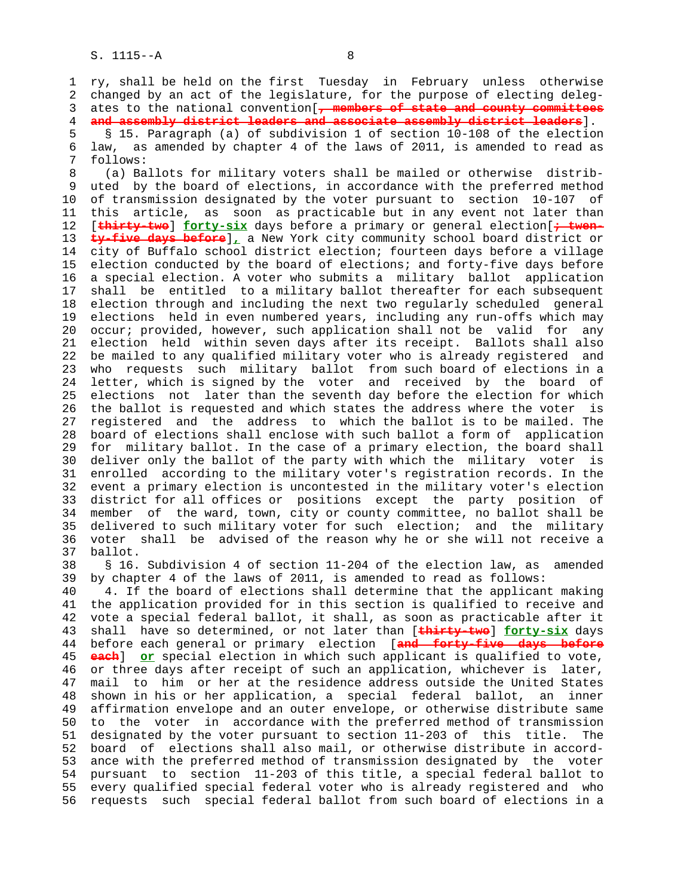ry, shall be held on the first Tuesday in February unless otherwise changed by an act of the legislature, for the purpose of electing delegates to the national convention[~~, members of state and county committees and assembly district leaders and associate assembly district leaders~~].

§ 15. Paragraph (a) of subdivision 1 of section 10-108 of the election law, as amended by chapter 4 of the laws of 2011, is amended to read as follows:

(a) Ballots for military voters shall be mailed or otherwise distributed by the board of elections, in accordance with the preferred method of transmission designated by the voter pursuant to section 10-107 of this article, as soon as practicable but in any event not later than [~~thirty-two~~] **forty-six** days before a primary or general election[~~; twenty-five days before~~]**,** a New York city community school board district or city of Buffalo school district election; fourteen days before a village election conducted by the board of elections; and forty-five days before a special election. A voter who submits a military ballot application shall be entitled to a military ballot thereafter for each subsequent election through and including the next two regularly scheduled general elections held in even numbered years, including any run-offs which may occur; provided, however, such application shall not be valid for any election held within seven days after its receipt. Ballots shall also be mailed to any qualified military voter who is already registered and who requests such military ballot from such board of elections in a letter, which is signed by the voter and received by the board of elections not later than the seventh day before the election for which the ballot is requested and which states the address where the voter is registered and the address to which the ballot is to be mailed. The board of elections shall enclose with such ballot a form of application for military ballot. In the case of a primary election, the board shall deliver only the ballot of the party with which the military voter is enrolled according to the military voter's registration records. In the event a primary election is uncontested in the military voter's election district for all offices or positions except the party position of member of the ward, town, city or county committee, no ballot shall be delivered to such military voter for such election; and the military voter shall be advised of the reason why he or she will not receive a ballot.

§ 16. Subdivision 4 of section 11-204 of the election law, as amended by chapter 4 of the laws of 2011, is amended to read as follows:

4. If the board of elections shall determine that the applicant making the application provided for in this section is qualified to receive and vote a special federal ballot, it shall, as soon as practicable after it shall have so determined, or not later than [~~thirty-two~~] **forty-six** days before each general or primary election [~~and forty-five days before each~~] **or** special election in which such applicant is qualified to vote, or three days after receipt of such an application, whichever is later, mail to him or her at the residence address outside the United States shown in his or her application, a special federal ballot, an inner affirmation envelope and an outer envelope, or otherwise distribute same to the voter in accordance with the preferred method of transmission designated by the voter pursuant to section 11-203 of this title. The board of elections shall also mail, or otherwise distribute in accordance with the preferred method of transmission designated by the voter pursuant to section 11-203 of this title, a special federal ballot to every qualified special federal voter who is already registered and who requests such special federal ballot from such board of elections in a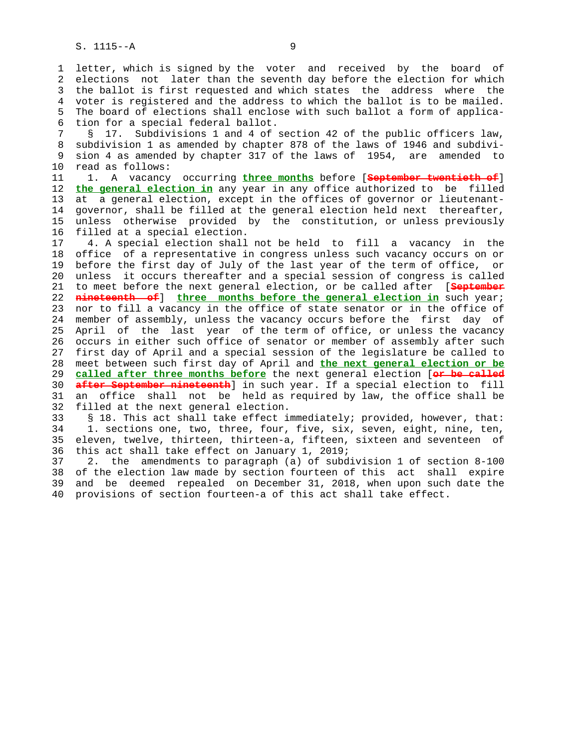letter, which is signed by the voter and received by the board of elections not later than the seventh day before the election for which the ballot is first requested and which states the address where the voter is registered and the address to which the ballot is to be mailed. The board of elections shall enclose with such ballot a form of application for a special federal ballot.

§ 17. Subdivisions 1 and 4 of section 42 of the public officers law, subdivision 1 as amended by chapter 878 of the laws of 1946 and subdivision 4 as amended by chapter 317 of the laws of 1954, are amended to read as follows:

1. A vacancy occurring **three months** before [~~September twentieth of~~] **the general election in** any year in any office authorized to be filled at a general election, except in the offices of governor or lieutenant-governor, shall be filled at the general election held next thereafter, unless otherwise provided by the constitution, or unless previously filled at a special election.

4. A special election shall not be held to fill a vacancy in the office of a representative in congress unless such vacancy occurs on or before the first day of July of the last year of the term of office, or unless it occurs thereafter and a special session of congress is called to meet before the next general election, or be called after [~~September nineteenth of~~] **three months before the general election in** such year; nor to fill a vacancy in the office of state senator or in the office of member of assembly, unless the vacancy occurs before the first day of April of the last year of the term of office, or unless the vacancy occurs in either such office of senator or member of assembly after such first day of April and a special session of the legislature be called to meet between such first day of April and **the next general election or be called after three months before** the next general election [~~or be called after September nineteenth~~] in such year. If a special election to fill an office shall not be held as required by law, the office shall be filled at the next general election.

§ 18. This act shall take effect immediately; provided, however, that:

1. sections one, two, three, four, five, six, seven, eight, nine, ten, eleven, twelve, thirteen, thirteen-a, fifteen, sixteen and seventeen of this act shall take effect on January 1, 2019;

2. the amendments to paragraph (a) of subdivision 1 of section 8-100 of the election law made by section fourteen of this act shall expire and be deemed repealed on December 31, 2018, when upon such date the provisions of section fourteen-a of this act shall take effect.